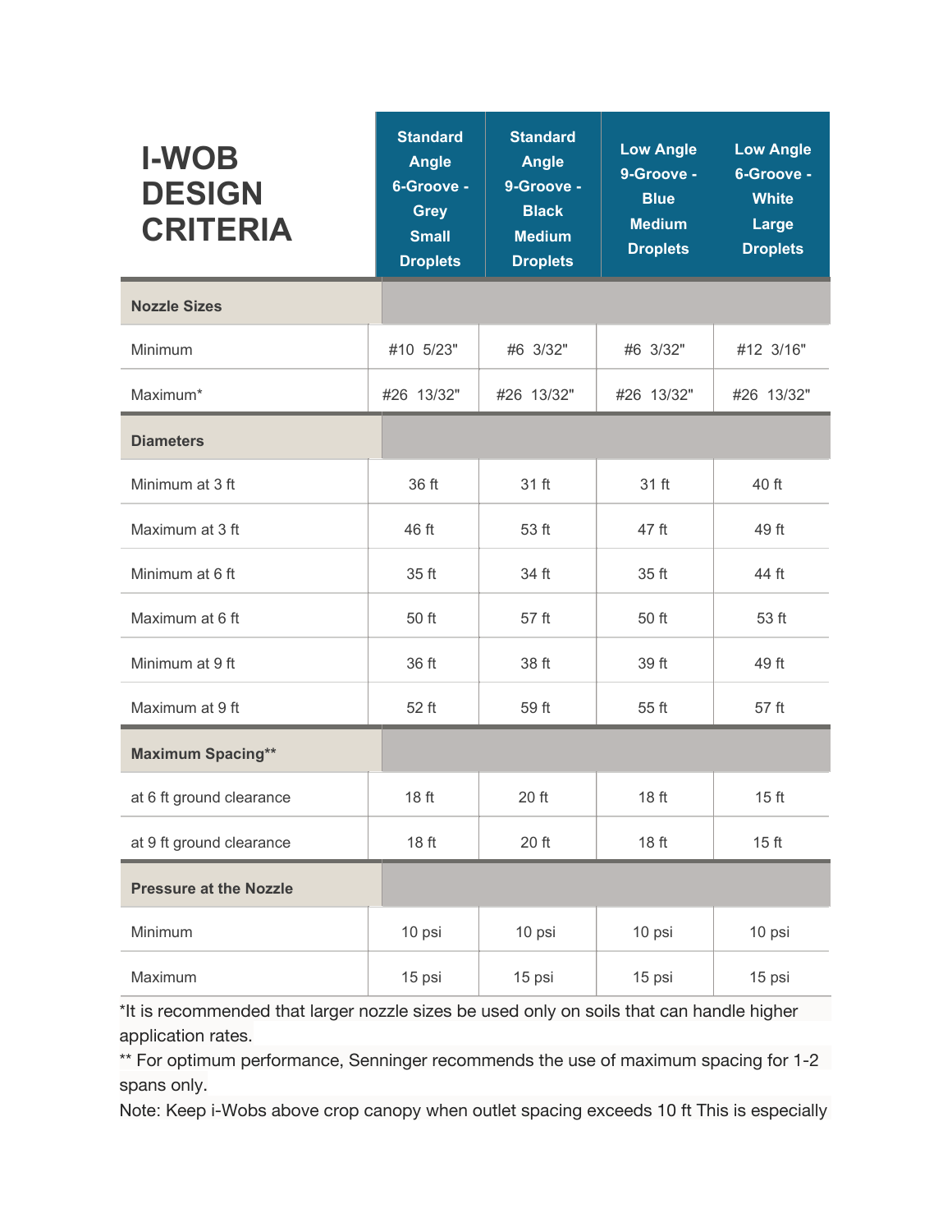| I-WOB DESIGN CRITERIA | Standard Angle 6-Groove - Grey Small Droplets | Standard Angle 9-Groove - Black Medium Droplets | Low Angle 9-Groove - Blue Medium Droplets | Low Angle 6-Groove - White Large Droplets |
|---|---|---|---|---|
| **Nozzle Sizes** | | | | |
| Minimum | #10 5/23" | #6 3/32" | #6 3/32" | #12 3/16" |
| Maximum* | #26 13/32" | #26 13/32" | #26 13/32" | #26 13/32" |
| **Diameters** | | | | |
| Minimum at 3 ft | 36 ft | 31 ft | 31 ft | 40 ft |
| Maximum at 3 ft | 46 ft | 53 ft | 47 ft | 49 ft |
| Minimum at 6 ft | 35 ft | 34 ft | 35 ft | 44 ft |
| Maximum at 6 ft | 50 ft | 57 ft | 50 ft | 53 ft |
| Minimum at 9 ft | 36 ft | 38 ft | 39 ft | 49 ft |
| Maximum at 9 ft | 52 ft | 59 ft | 55 ft | 57 ft |
| **Maximum Spacing**** | | | | |
| at 6 ft ground clearance | 18 ft | 20 ft | 18 ft | 15 ft |
| at 9 ft ground clearance | 18 ft | 20 ft | 18 ft | 15 ft |
| **Pressure at the Nozzle** | | | | |
| Minimum | 10 psi | 10 psi | 10 psi | 10 psi |
| Maximum | 15 psi | 15 psi | 15 psi | 15 psi |

*It is recommended that larger nozzle sizes be used only on soils that can handle higher application rates.

** For optimum performance, Senninger recommends the use of maximum spacing for 1-2 spans only.

Note: Keep i-Wobs above crop canopy when outlet spacing exceeds 10 ft This is especially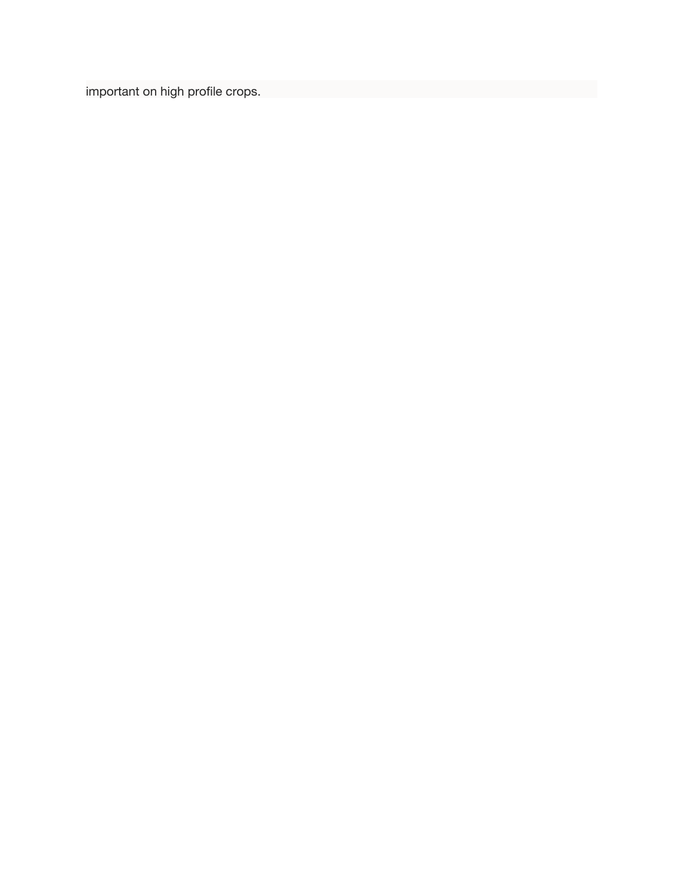important on high profile crops.